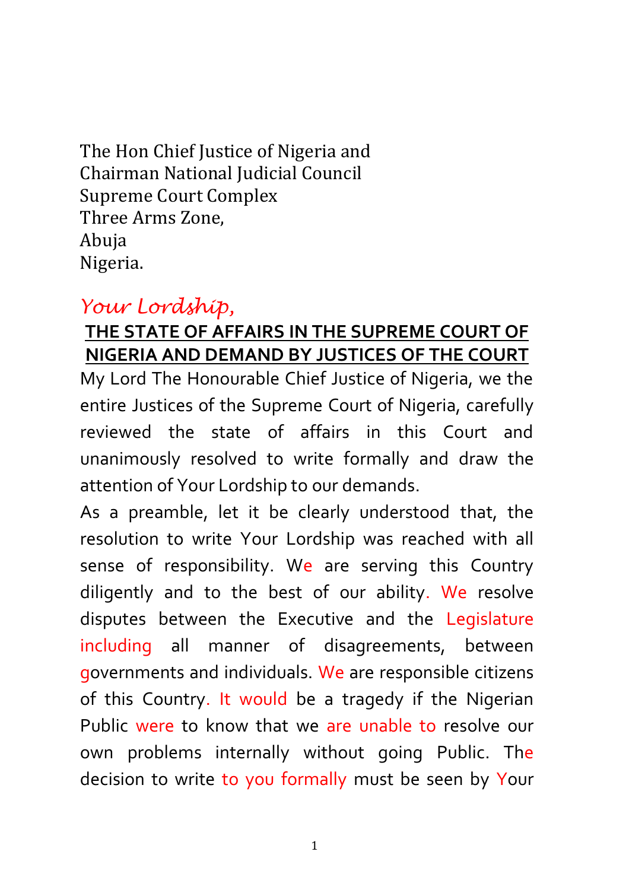The Hon Chief Justice of Nigeria and
Chairman National Judicial Council
Supreme Court Complex
Three Arms Zone,
Abuja
Nigeria.

*Your Lordship,*

**THE STATE OF AFFAIRS IN THE SUPREME COURT OF NIGERIA AND DEMAND BY JUSTICES OF THE COURT**

My Lord The Honourable Chief Justice of Nigeria, we the entire Justices of the Supreme Court of Nigeria, carefully reviewed the state of affairs in this Court and unanimously resolved to write formally and draw the attention of Your Lordship to our demands.

As a preamble, let it be clearly understood that, the resolution to write Your Lordship was reached with all sense of responsibility. We are serving this Country diligently and to the best of our ability. We resolve disputes between the Executive and the Legislature including all manner of disagreements, between governments and individuals. We are responsible citizens of this Country. It would be a tragedy if the Nigerian Public were to know that we are unable to resolve our own problems internally without going Public. The decision to write to you formally must be seen by Your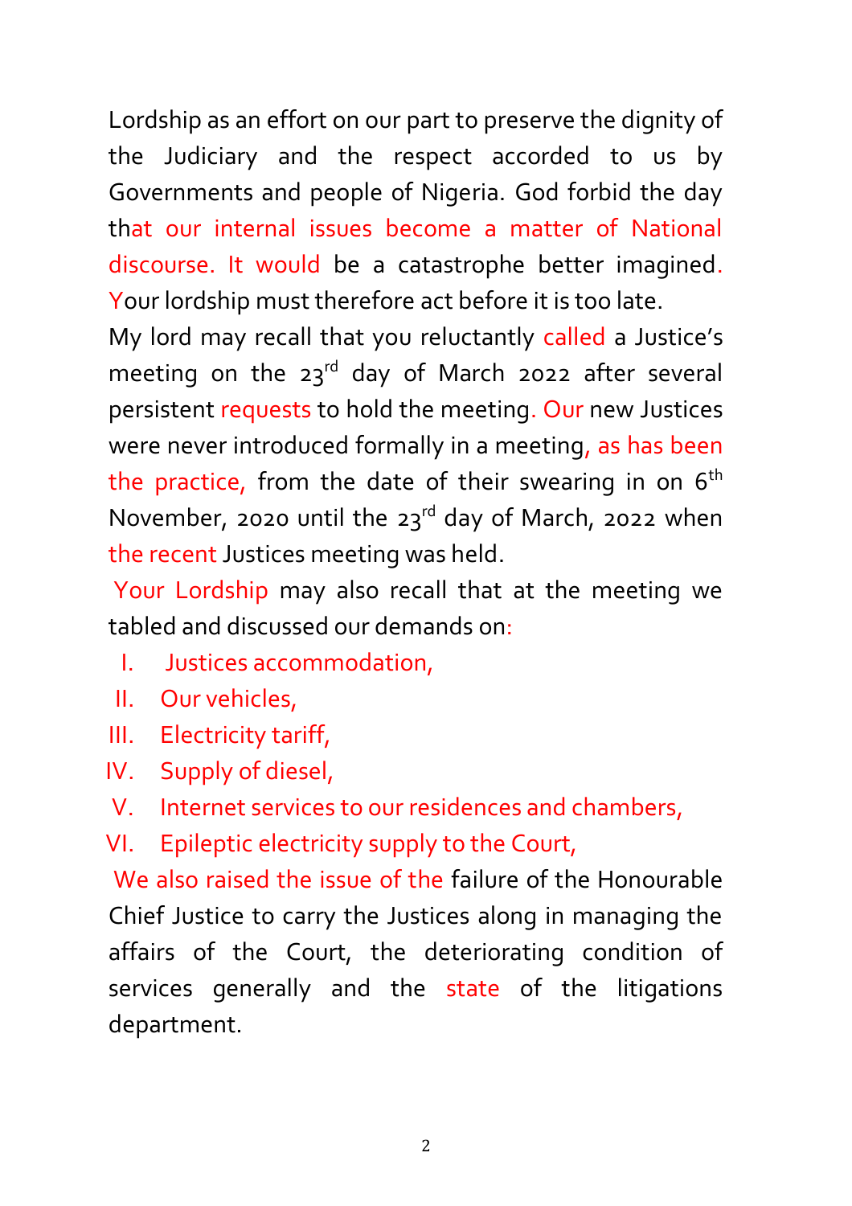Lordship as an effort on our part to preserve the dignity of the Judiciary and the respect accorded to us by Governments and people of Nigeria. God forbid the day that our internal issues become a matter of National discourse. It would be a catastrophe better imagined. Your lordship must therefore act before it is too late.

My lord may recall that you reluctantly called a Justice's meeting on the 23rd day of March 2022 after several persistent requests to hold the meeting. Our new Justices were never introduced formally in a meeting, as has been the practice, from the date of their swearing in on 6th November, 2020 until the 23rd day of March, 2022 when the recent Justices meeting was held.

Your Lordship may also recall that at the meeting we tabled and discussed our demands on:

I. Justices accommodation,
II. Our vehicles,
III. Electricity tariff,
IV. Supply of diesel,
V. Internet services to our residences and chambers,
VI. Epileptic electricity supply to the Court,

We also raised the issue of the failure of the Honourable Chief Justice to carry the Justices along in managing the affairs of the Court, the deteriorating condition of services generally and the state of the litigations department.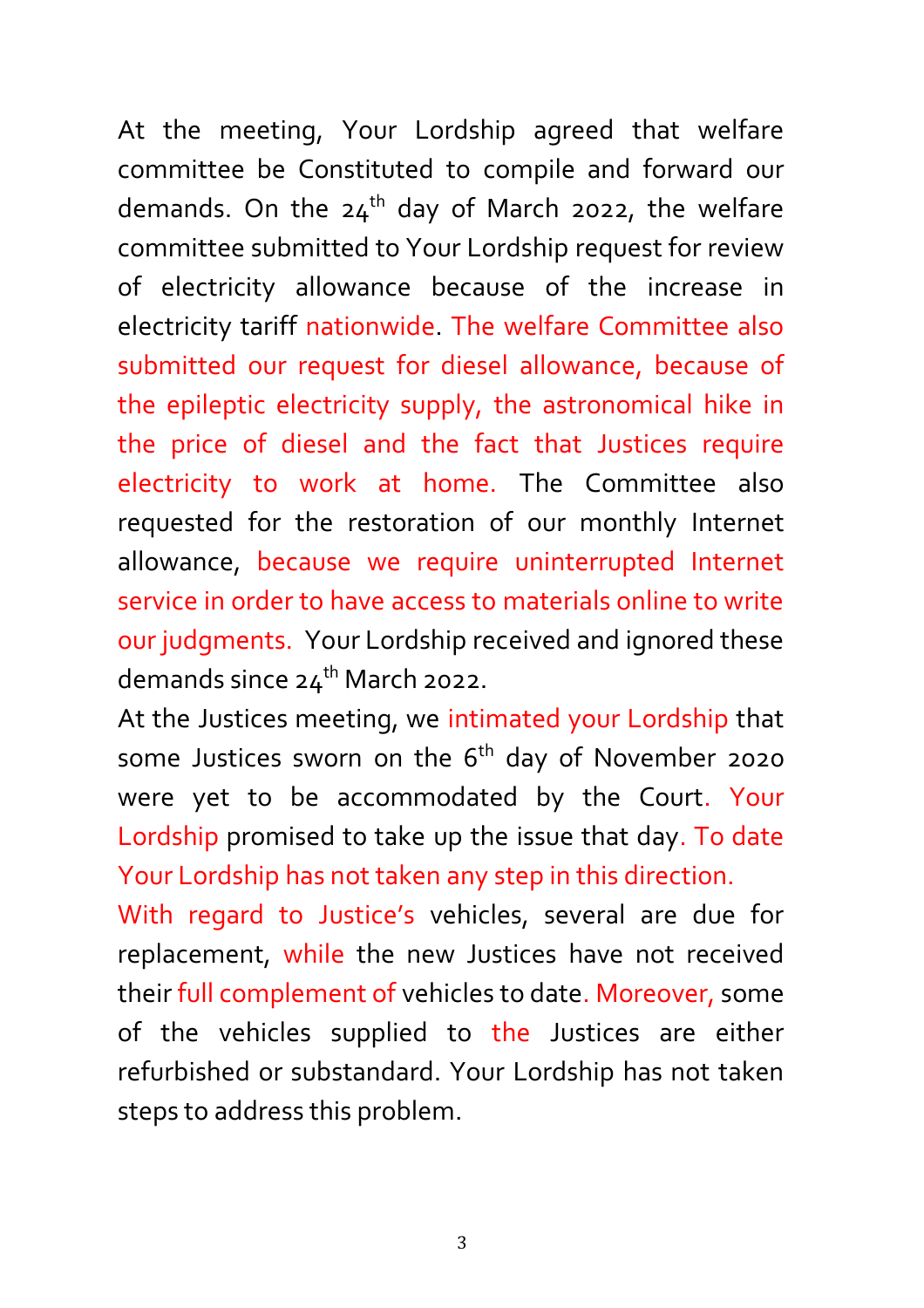At the meeting, Your Lordship agreed that welfare committee be Constituted to compile and forward our demands. On the 24th day of March 2022, the welfare committee submitted to Your Lordship request for review of electricity allowance because of the increase in electricity tariff nationwide. The welfare Committee also submitted our request for diesel allowance, because of the epileptic electricity supply, the astronomical hike in the price of diesel and the fact that Justices require electricity to work at home. The Committee also requested for the restoration of our monthly Internet allowance, because we require uninterrupted Internet service in order to have access to materials online to write our judgments. Your Lordship received and ignored these demands since 24th March 2022.

At the Justices meeting, we intimated your Lordship that some Justices sworn on the 6th day of November 2020 were yet to be accommodated by the Court. Your Lordship promised to take up the issue that day. To date Your Lordship has not taken any step in this direction.

With regard to Justice's vehicles, several are due for replacement, while the new Justices have not received their full complement of vehicles to date. Moreover, some of the vehicles supplied to the Justices are either refurbished or substandard. Your Lordship has not taken steps to address this problem.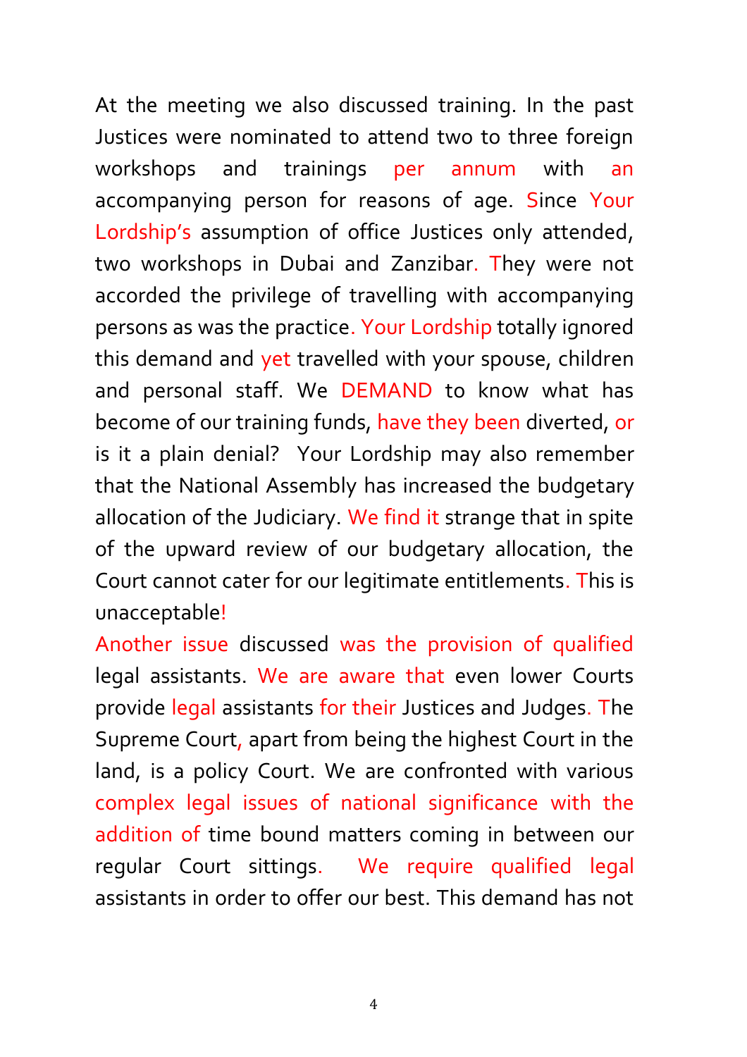At the meeting we also discussed training. In the past Justices were nominated to attend two to three foreign workshops and trainings per annum with an accompanying person for reasons of age. Since Your Lordship's assumption of office Justices only attended, two workshops in Dubai and Zanzibar. They were not accorded the privilege of travelling with accompanying persons as was the practice. Your Lordship totally ignored this demand and yet travelled with your spouse, children and personal staff. We DEMAND to know what has become of our training funds, have they been diverted, or is it a plain denial? Your Lordship may also remember that the National Assembly has increased the budgetary allocation of the Judiciary. We find it strange that in spite of the upward review of our budgetary allocation, the Court cannot cater for our legitimate entitlements. This is unacceptable!

Another issue discussed was the provision of qualified legal assistants. We are aware that even lower Courts provide legal assistants for their Justices and Judges. The Supreme Court, apart from being the highest Court in the land, is a policy Court. We are confronted with various complex legal issues of national significance with the addition of time bound matters coming in between our regular Court sittings. We require qualified legal assistants in order to offer our best. This demand has not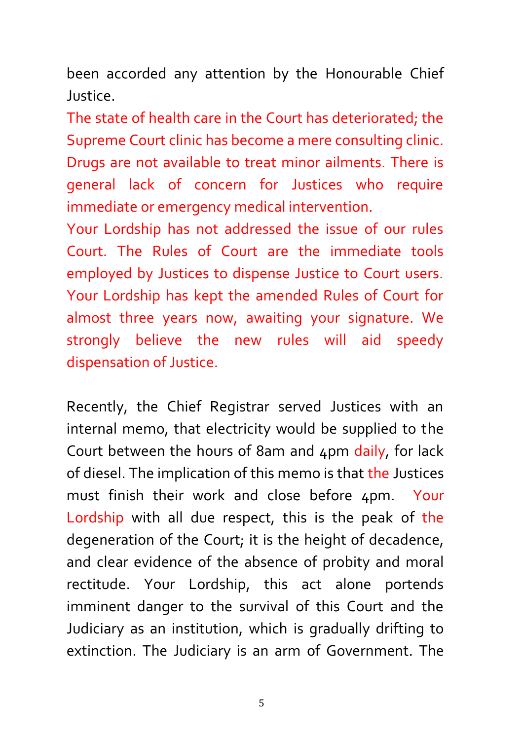been accorded any attention by the Honourable Chief Justice.

The state of health care in the Court has deteriorated; the Supreme Court clinic has become a mere consulting clinic. Drugs are not available to treat minor ailments. There is general lack of concern for Justices who require immediate or emergency medical intervention.

Your Lordship has not addressed the issue of our rules Court. The Rules of Court are the immediate tools employed by Justices to dispense Justice to Court users. Your Lordship has kept the amended Rules of Court for almost three years now, awaiting your signature. We strongly believe the new rules will aid speedy dispensation of Justice.

Recently, the Chief Registrar served Justices with an internal memo, that electricity would be supplied to the Court between the hours of 8am and 4pm daily, for lack of diesel. The implication of this memo is that the Justices must finish their work and close before 4pm. Your Lordship with all due respect, this is the peak of the degeneration of the Court; it is the height of decadence, and clear evidence of the absence of probity and moral rectitude. Your Lordship, this act alone portends imminent danger to the survival of this Court and the Judiciary as an institution, which is gradually drifting to extinction. The Judiciary is an arm of Government. The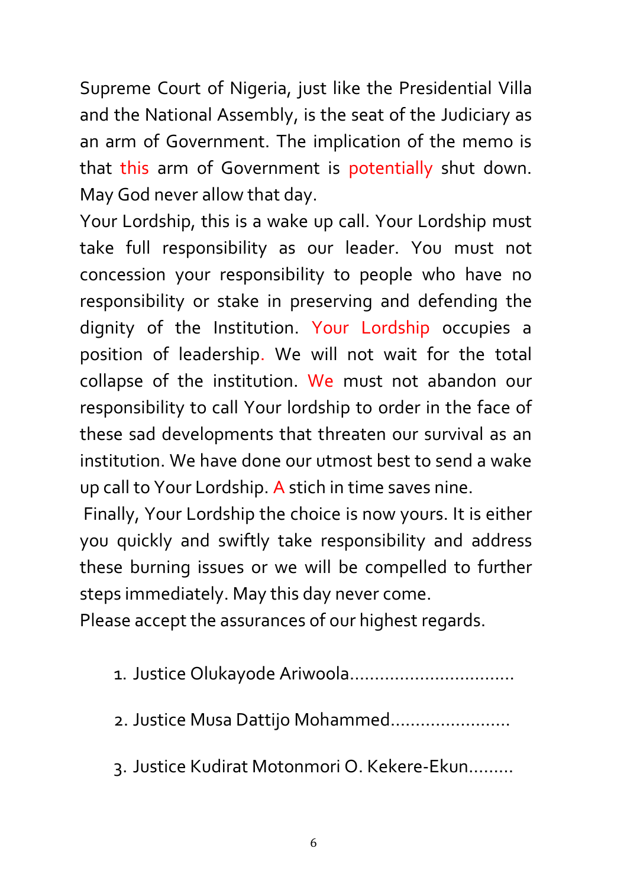Supreme Court of Nigeria, just like the Presidential Villa and the National Assembly, is the seat of the Judiciary as an arm of Government. The implication of the memo is that this arm of Government is potentially shut down. May God never allow that day.

Your Lordship, this is a wake up call. Your Lordship must take full responsibility as our leader. You must not concession your responsibility to people who have no responsibility or stake in preserving and defending the dignity of the Institution. Your Lordship occupies a position of leadership. We will not wait for the total collapse of the institution. We must not abandon our responsibility to call Your lordship to order in the face of these sad developments that threaten our survival as an institution. We have done our utmost best to send a wake up call to Your Lordship. A stich in time saves nine.

Finally, Your Lordship the choice is now yours. It is either you quickly and swiftly take responsibility and address these burning issues or we will be compelled to further steps immediately. May this day never come.

Please accept the assurances of our highest regards.

1. Justice Olukayode Ariwoola................................
2. Justice Musa Dattijo Mohammed.......................
3. Justice Kudirat Motonmori O. Kekere-Ekun.........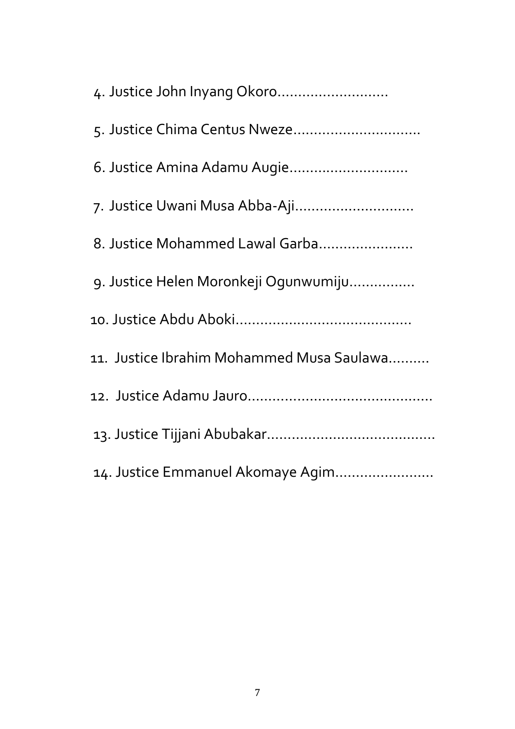4. Justice John Inyang Okoro..........................
5. Justice Chima Centus Nweze..............................
6. Justice Amina Adamu Augie............................
7. Justice Uwani Musa Abba-Aji............................
8. Justice Mohammed Lawal Garba......................
9. Justice Helen Moronkeji Ogunwumiju................
10. Justice Abdu Aboki..........................................
11. Justice Ibrahim Mohammed Musa Saulawa..........
12. Justice Adamu Jauro............................................
13. Justice Tijjani Abubakar........................................
14. Justice Emmanuel Akomaye Agim.......................